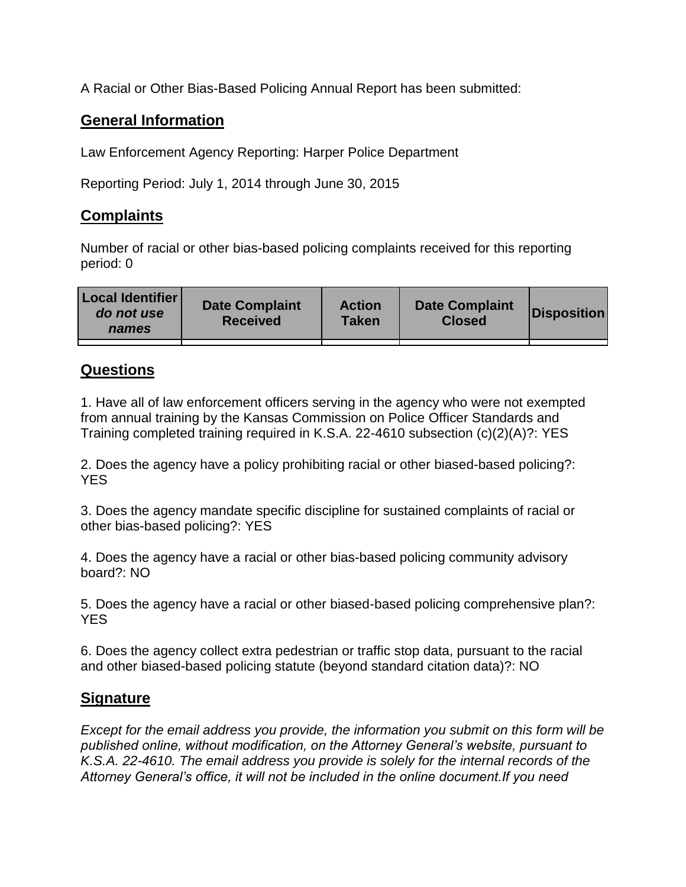A Racial or Other Bias-Based Policing Annual Report has been submitted:

## General Information

Law Enforcement Agency Reporting: Harper Police Department

Reporting Period: July 1, 2014 through June 30, 2015

## Complaints

Number of racial or other bias-based policing complaints received for this reporting period: 0

| Local Identifier *do not use names* | Date Complaint Received | Action Taken | Date Complaint Closed | Disposition |
|---|---|---|---|---|
| | | | | |

## Questions

1. Have all of law enforcement officers serving in the agency who were not exempted from annual training by the Kansas Commission on Police Officer Standards and Training completed training required in K.S.A. 22-4610 subsection (c)(2)(A)?: YES

2. Does the agency have a policy prohibiting racial or other biased-based policing?: YES

3. Does the agency mandate specific discipline for sustained complaints of racial or other bias-based policing?: YES

4. Does the agency have a racial or other bias-based policing community advisory board?: NO

5. Does the agency have a racial or other biased-based policing comprehensive plan?: YES

6. Does the agency collect extra pedestrian or traffic stop data, pursuant to the racial and other biased-based policing statute (beyond standard citation data)?: NO

## Signature

*Except for the email address you provide, the information you submit on this form will be published online, without modification, on the Attorney General's website, pursuant to K.S.A. 22-4610. The email address you provide is solely for the internal records of the Attorney General's office, it will not be included in the online document.If you need*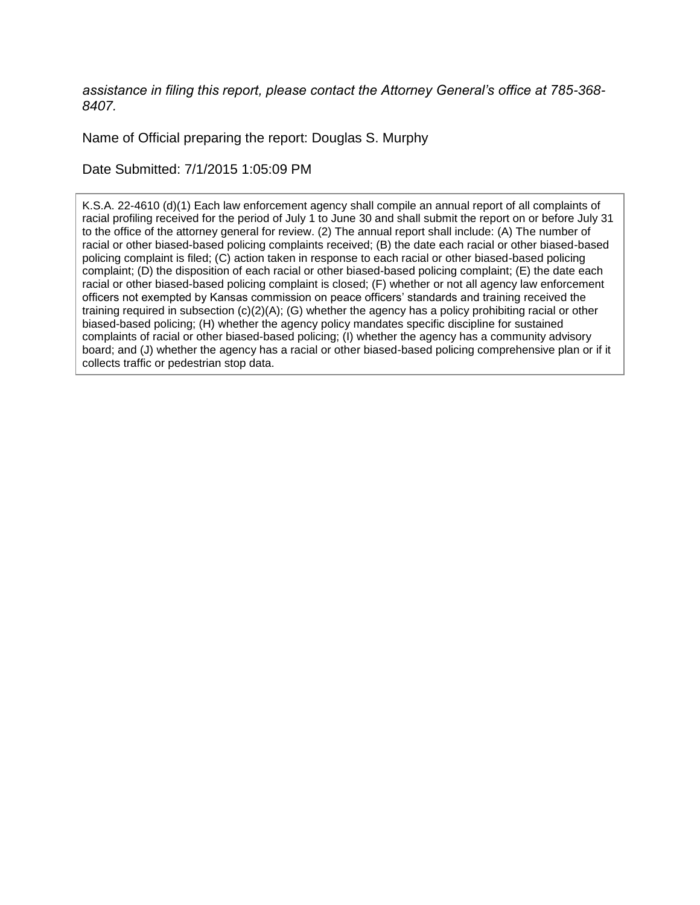*assistance in filing this report, please contact the Attorney General's office at 785-368-8407.*

Name of Official preparing the report: Douglas S. Murphy

Date Submitted: 7/1/2015 1:05:09 PM

K.S.A. 22-4610 (d)(1) Each law enforcement agency shall compile an annual report of all complaints of racial profiling received for the period of July 1 to June 30 and shall submit the report on or before July 31 to the office of the attorney general for review. (2) The annual report shall include: (A) The number of racial or other biased-based policing complaints received; (B) the date each racial or other biased-based policing complaint is filed; (C) action taken in response to each racial or other biased-based policing complaint; (D) the disposition of each racial or other biased-based policing complaint; (E) the date each racial or other biased-based policing complaint is closed; (F) whether or not all agency law enforcement officers not exempted by Kansas commission on peace officers' standards and training received the training required in subsection (c)(2)(A); (G) whether the agency has a policy prohibiting racial or other biased-based policing; (H) whether the agency policy mandates specific discipline for sustained complaints of racial or other biased-based policing; (I) whether the agency has a community advisory board; and (J) whether the agency has a racial or other biased-based policing comprehensive plan or if it collects traffic or pedestrian stop data.